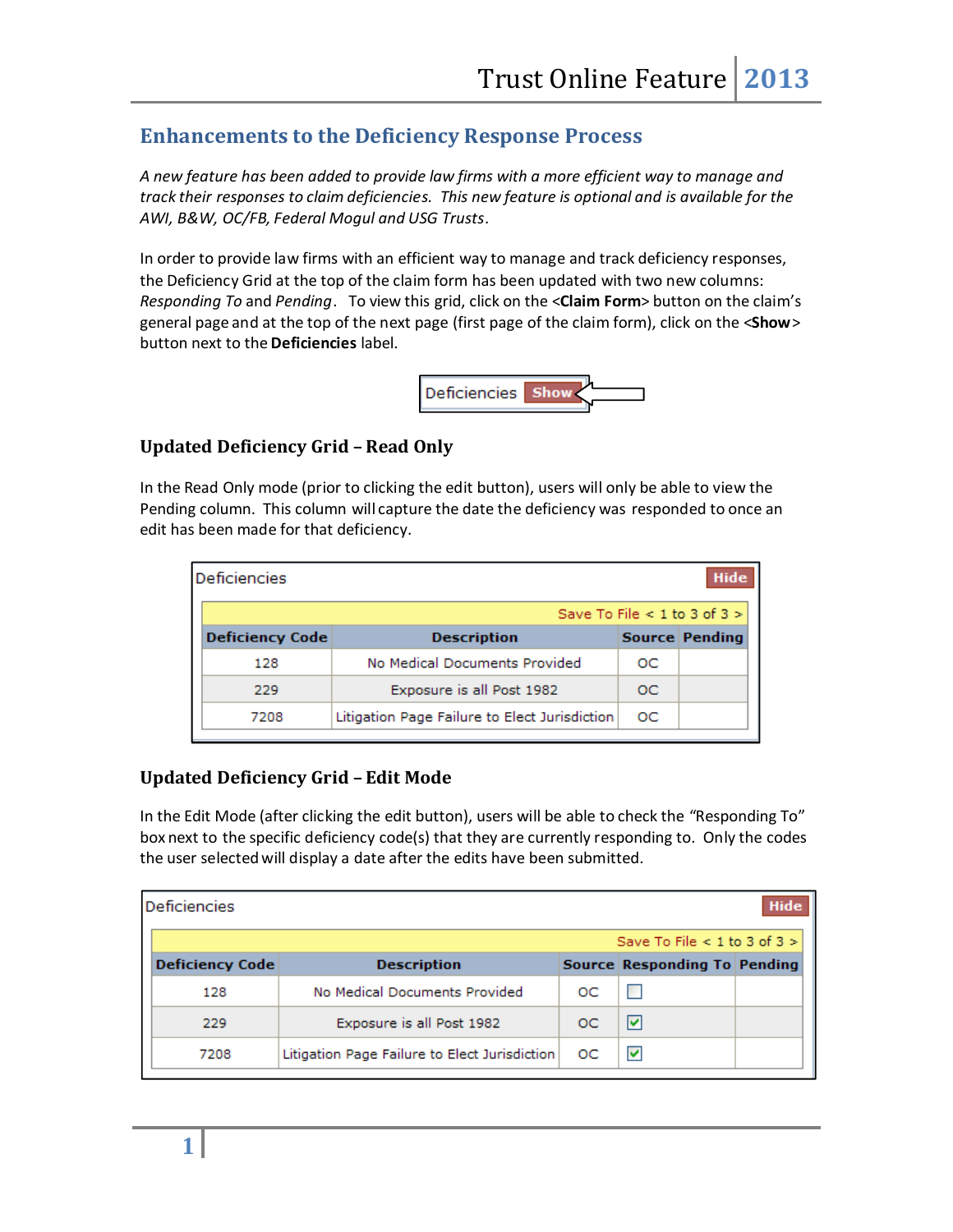## Enhancements to the Deficiency Response Process

*A new feature has been added to provide law firms with a more efficient way to manage and track their responses to claim deficiencies. This new feature is optional and is available for the AWI, B&W, OC/FB, Federal Mogul and USG Trusts.*

In order to provide law firms with an efficient way to manage and track deficiency responses, the Deficiency Grid at the top of the claim form has been updated with two new columns: *Responding To* and *Pending*. To view this grid, click on the <**Claim Form**> button on the claim's general page and at the top of the next page (first page of the claim form), click on the <**Show**> button next to the **Deficiencies** label.

Deficiencies Show

### Updated Deficiency Grid – Read Only

In the Read Only mode (prior to clicking the edit button), users will only be able to view the Pending column. This column will capture the date the deficiency was responded to once an edit has been made for that deficiency.

Deficiencies Hide

Save To File < 1 to 3 of 3 >

| Deficiency Code | Description | Source | Pending |
|---|---|---|---|
| 128 | No Medical Documents Provided | OC | |
| 229 | Exposure is all Post 1982 | OC | |
| 7208 | Litigation Page Failure to Elect Jurisdiction | OC | |

### Updated Deficiency Grid – Edit Mode

In the Edit Mode (after clicking the edit button), users will be able to check the "Responding To" box next to the specific deficiency code(s) that they are currently responding to. Only the codes the user selected will display a date after the edits have been submitted.

Deficiencies Hide

Save To File < 1 to 3 of 3 >

| Deficiency Code | Description | Source | Responding To | Pending |
|---|---|---|---|---|
| 128 | No Medical Documents Provided | OC | ☐ | |
| 229 | Exposure is all Post 1982 | OC | ☑ | |
| 7208 | Litigation Page Failure to Elect Jurisdiction | OC | ☑ | |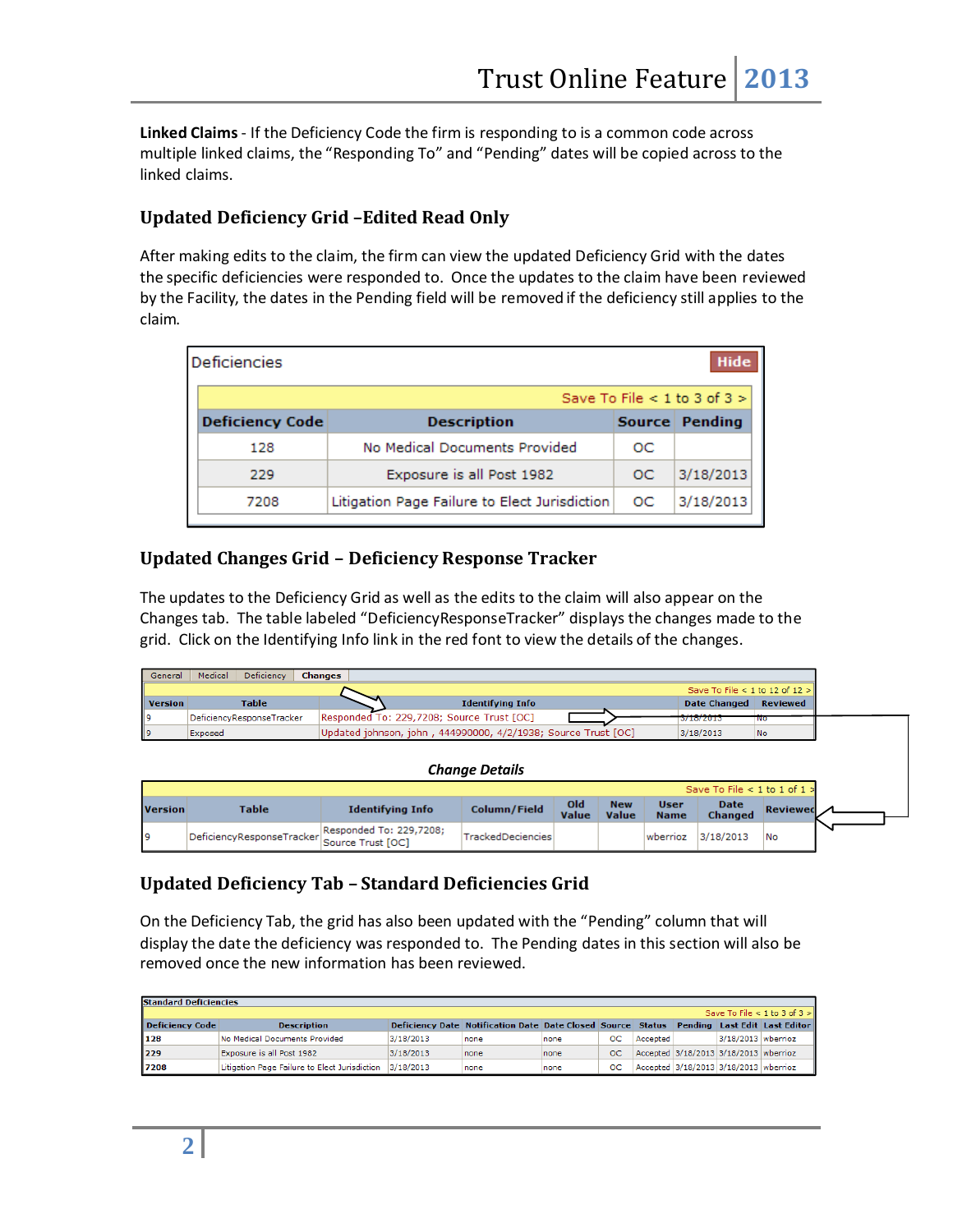**Linked Claims** - If the Deficiency Code the firm is responding to is a common code across multiple linked claims, the "Responding To" and "Pending" dates will be copied across to the linked claims.

### Updated Deficiency Grid –Edited Read Only

After making edits to the claim, the firm can view the updated Deficiency Grid with the dates the specific deficiencies were responded to. Once the updates to the claim have been reviewed by the Facility, the dates in the Pending field will be removed if the deficiency still applies to the claim.

Deficiencies — Hide

Save To File < 1 to 3 of 3 >

| Deficiency Code | Description | Source | Pending |
|---|---|---|---|
| 128 | No Medical Documents Provided | OC | |
| 229 | Exposure is all Post 1982 | OC | 3/18/2013 |
| 7208 | Litigation Page Failure to Elect Jurisdiction | OC | 3/18/2013 |

### Updated Changes Grid – Deficiency Response Tracker

The updates to the Deficiency Grid as well as the edits to the claim will also appear on the Changes tab. The table labeled "DeficiencyResponseTracker" displays the changes made to the grid. Click on the Identifying Info link in the red font to view the details of the changes.

General | Medical | Deficiency | Changes

Save To File < 1 to 12 of 12 >

| Version | Table | Identifying Info | Date Changed | Reviewed |
|---|---|---|---|---|
| 9 | DeficiencyResponseTracker | Responded To: 229,7208; Source Trust [OC] | 3/18/2013 | No |
| 9 | Exposed | Updated johnson, john , 444990000, 4/2/1938; Source Trust [OC] | 3/18/2013 | No |

***Change Details***

Save To File < 1 to 1 of 1 >

| Version | Table | Identifying Info | Column/Field | Old Value | New Value | User Name | Date Changed | Reviewed |
|---|---|---|---|---|---|---|---|---|
| 9 | DeficiencyResponseTracker | Responded To: 229,7208; Source Trust [OC] | TrackedDeciencies | | | wberrioz | 3/18/2013 | No |

### Updated Deficiency Tab – Standard Deficiencies Grid

On the Deficiency Tab, the grid has also been updated with the "Pending" column that will display the date the deficiency was responded to. The Pending dates in this section will also be removed once the new information has been reviewed.

Standard Deficiencies

Save To File < 1 to 3 of 3 >

| Deficiency Code | Description | Deficiency Date | Notification Date | Date Closed | Source | Status | Pending | Last Edit | Last Editor |
|---|---|---|---|---|---|---|---|---|---|
| 128 | No Medical Documents Provided | 3/18/2013 | none | none | OC | Accepted | | 3/18/2013 | wberrioz |
| 229 | Exposure is all Post 1982 | 3/18/2013 | none | none | OC | Accepted | 3/18/2013 | 3/18/2013 | wberrioz |
| 7208 | Litigation Page Failure to Elect Jurisdiction | 3/18/2013 | none | none | OC | Accepted | 3/18/2013 | 3/18/2013 | wberrioz |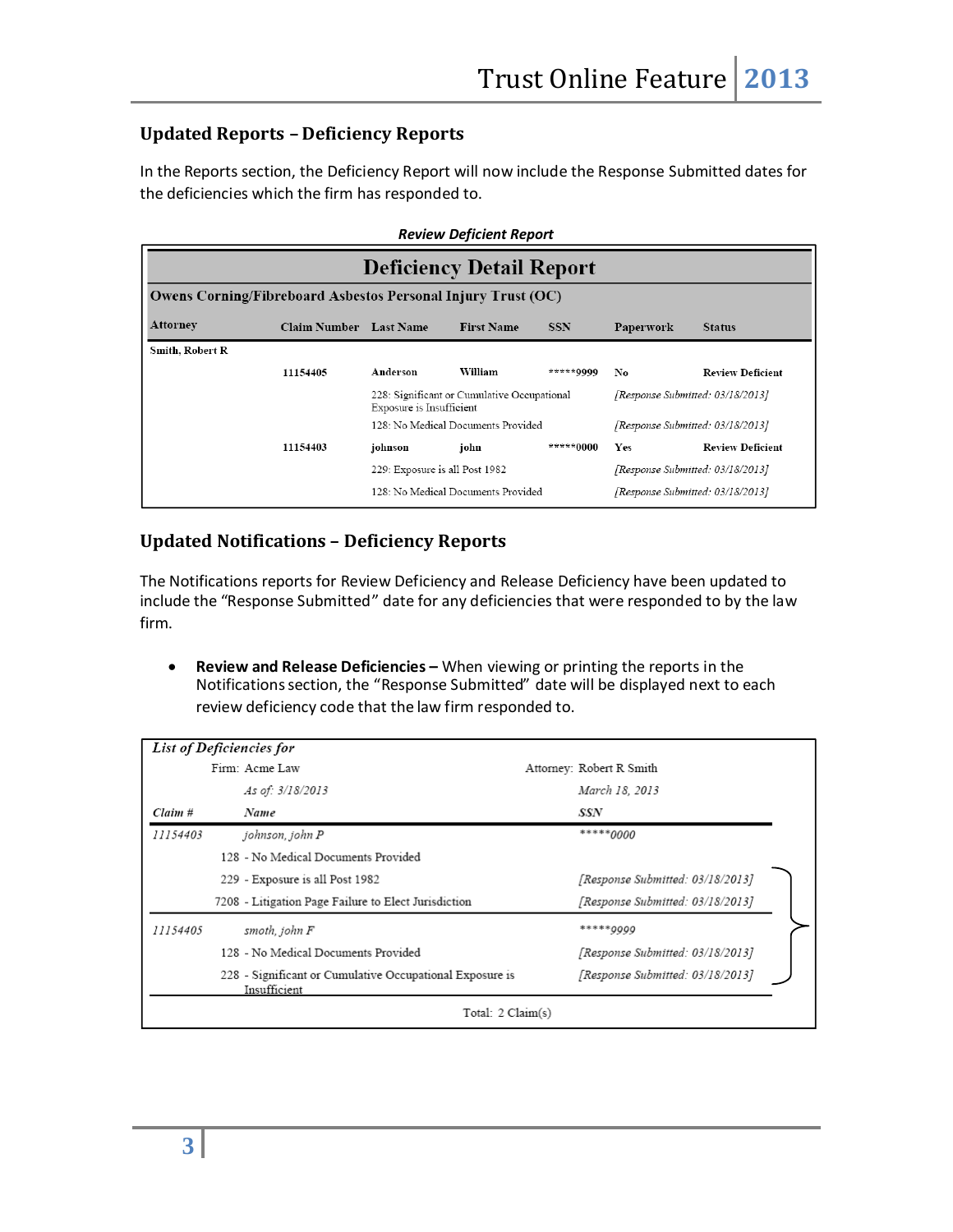## Updated Reports – Deficiency Reports

In the Reports section, the Deficiency Report will now include the Response Submitted dates for the deficiencies which the firm has responded to.

***Review Deficient Report***

**Deficiency Detail Report**

**Owens Corning/Fibreboard Asbestos Personal Injury Trust (OC)**

| Attorney | Claim Number | Last Name | First Name | SSN | Paperwork | Status |
|---|---|---|---|---|---|---|
| Smith, Robert R | | | | | | |
| | 11154405 | Anderson | William | *****9999 | No | Review Deficient |
| | | 228: Significant or Cumulative Occupational Exposure is Insufficient | | | [Response Submitted: 03/18/2013] | |
| | | 128: No Medical Documents Provided | | | [Response Submitted: 03/18/2013] | |
| | 11154403 | johnson | john | *****0000 | Yes | Review Deficient |
| | | 229: Exposure is all Post 1982 | | | [Response Submitted: 03/18/2013] | |
| | | 128: No Medical Documents Provided | | | [Response Submitted: 03/18/2013] | |

## Updated Notifications – Deficiency Reports

The Notifications reports for Review Deficiency and Release Deficiency have been updated to include the "Response Submitted" date for any deficiencies that were responded to by the law firm.

- **Review and Release Deficiencies –** When viewing or printing the reports in the Notifications section, the "Response Submitted" date will be displayed next to each review deficiency code that the law firm responded to.

*List of Deficiencies for*

Firm: Acme Law — Attorney: Robert R Smith

*As of: 3/18/2013* — *March 18, 2013*

| Claim # | Name | SSN |
|---|---|---|
| 11154403 | johnson, john P | *****0000 |
| | 128 - No Medical Documents Provided | |
| | 229 - Exposure is all Post 1982 | [Response Submitted: 03/18/2013] |
| | 7208 - Litigation Page Failure to Elect Jurisdiction | [Response Submitted: 03/18/2013] |
| 11154405 | smoth, john F | *****9999 |
| | 128 - No Medical Documents Provided | [Response Submitted: 03/18/2013] |
| | 228 - Significant or Cumulative Occupational Exposure is Insufficient | [Response Submitted: 03/18/2013] |

Total: 2 Claim(s)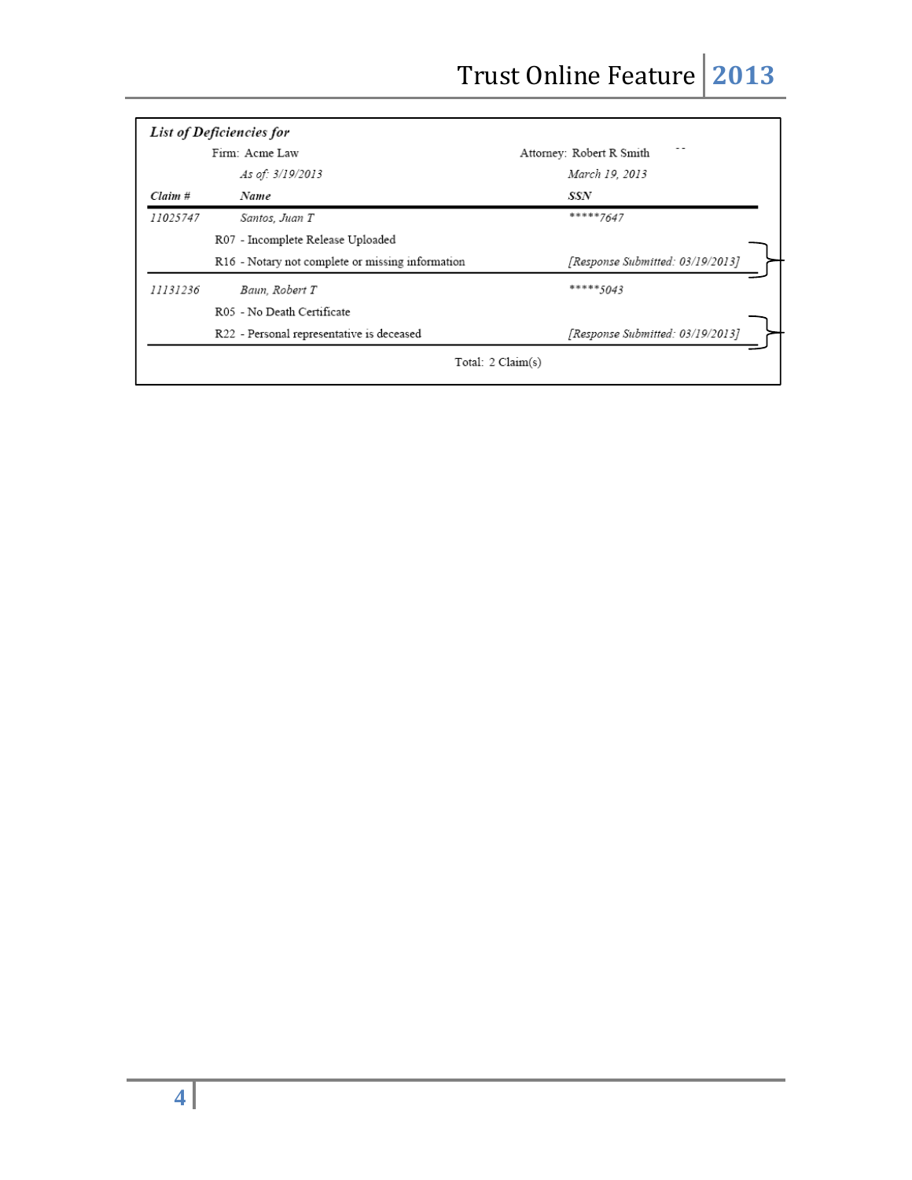***List of Deficiencies for***

Firm: Acme Law — Attorney: Robert R Smith

*As of: 3/19/2013* — *March 19, 2013*

| ***Claim #*** | ***Name*** | ***SSN*** |
| --- | --- | --- |
| *11025747* | *Santos, Juan T* | *\*\*\*\*\*7647* |
| | R07 - Incomplete Release Uploaded | |
| | R16 - Notary not complete or missing information | *[Response Submitted: 03/19/2013]* |
| *11131236* | *Baun, Robert T* | *\*\*\*\*\*5043* |
| | R05 - No Death Certificate | |
| | R22 - Personal representative is deceased | *[Response Submitted: 03/19/2013]* |

Total: 2 Claim(s)